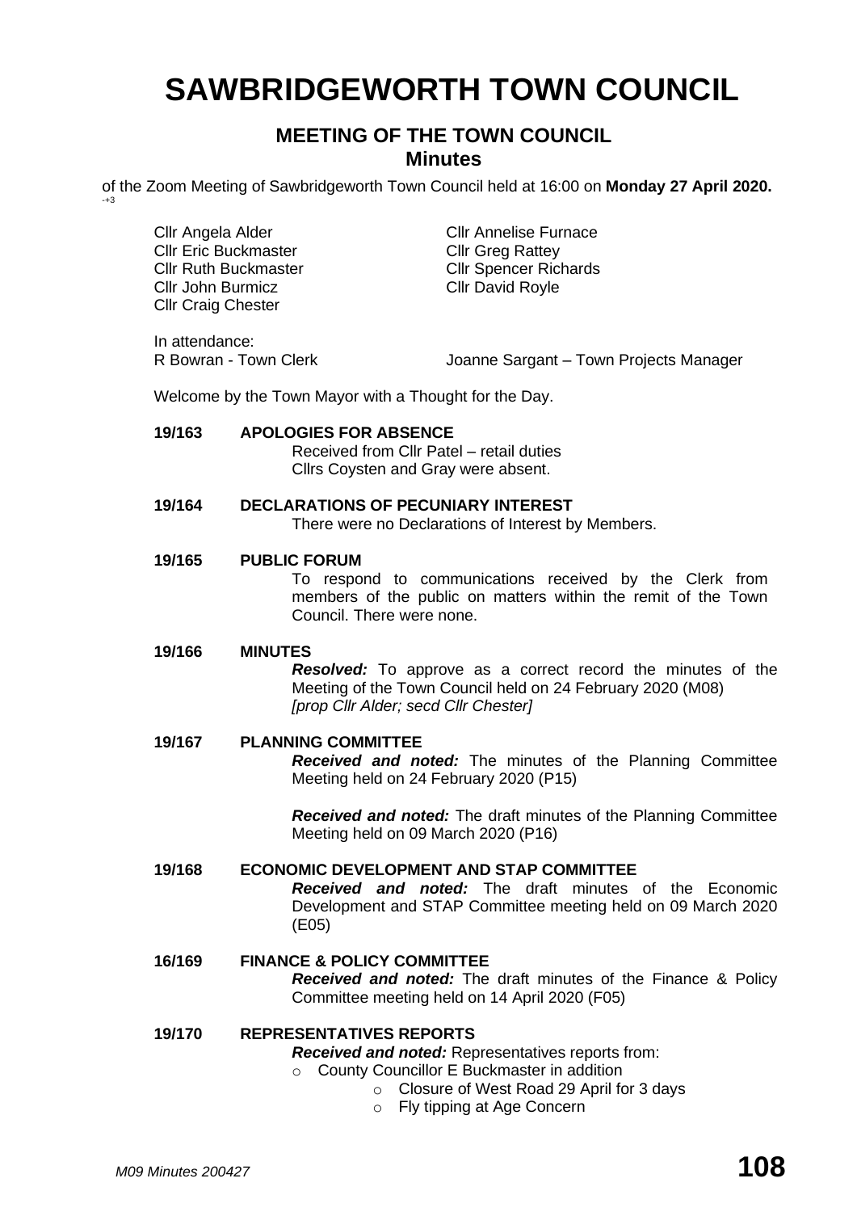# SAWBRIDGEWORTH TOWN COUNCIL

## MEETING OF THE TOWN COUNCIL
### Minutes

of the Zoom Meeting of Sawbridgeworth Town Council held at 16:00 on **Monday 27 April 2020.**

Cllr Angela Alder
Cllr Eric Buckmaster
Cllr Ruth Buckmaster
Cllr John Burmicz
Cllr Craig Chester
Cllr Annelise Furnace
Cllr Greg Rattey
Cllr Spencer Richards
Cllr David Royle

In attendance:
R Bowran - Town Clerk
Joanne Sargant – Town Projects Manager

Welcome by the Town Mayor with a Thought for the Day.

**19/163 APOLOGIES FOR ABSENCE**

Received from Cllr Patel – retail duties
Cllrs Coysten and Gray were absent.

**19/164 DECLARATIONS OF PECUNIARY INTEREST**

There were no Declarations of Interest by Members.

**19/165 PUBLIC FORUM**

To respond to communications received by the Clerk from members of the public on matters within the remit of the Town Council. There were none.

**19/166 MINUTES**

***Resolved:*** To approve as a correct record the minutes of the Meeting of the Town Council held on 24 February 2020 (M08)
*[prop Cllr Alder; secd Cllr Chester]*

**19/167 PLANNING COMMITTEE**

***Received and noted:*** The minutes of the Planning Committee Meeting held on 24 February 2020 (P15)

***Received and noted:*** The draft minutes of the Planning Committee Meeting held on 09 March 2020 (P16)

**19/168 ECONOMIC DEVELOPMENT AND STAP COMMITTEE**

***Received and noted:*** The draft minutes of the Economic Development and STAP Committee meeting held on 09 March 2020 (E05)

**16/169 FINANCE & POLICY COMMITTEE**

***Received and noted:*** The draft minutes of the Finance & Policy Committee meeting held on 14 April 2020 (F05)

**19/170 REPRESENTATIVES REPORTS**

***Received and noted:*** Representatives reports from:

- County Councillor E Buckmaster in addition
  - Closure of West Road 29 April for 3 days
  - Fly tipping at Age Concern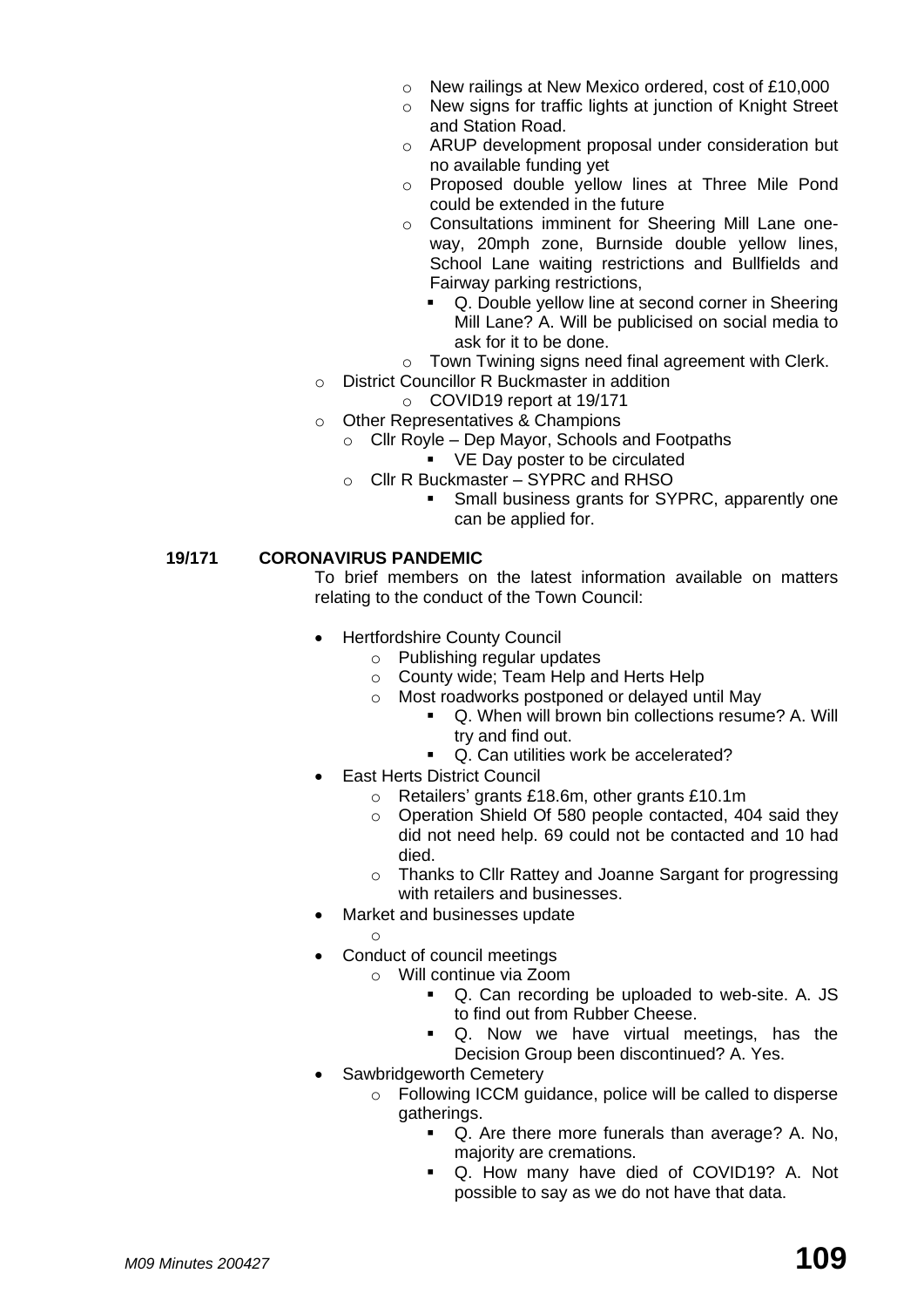- New railings at New Mexico ordered, cost of £10,000
        - New signs for traffic lights at junction of Knight Street and Station Road.
        - ARUP development proposal under consideration but no available funding yet
        - Proposed double yellow lines at Three Mile Pond could be extended in the future
        - Consultations imminent for Sheering Mill Lane one-way, 20mph zone, Burnside double yellow lines, School Lane waiting restrictions and Bullfields and Fairway parking restrictions,
            - Q. Double yellow line at second corner in Sheering Mill Lane? A. Will be publicised on social media to ask for it to be done.
        - Town Twining signs need final agreement with Clerk.
    - District Councillor R Buckmaster in addition
        - COVID19 report at 19/171
    - Other Representatives & Champions
        - Cllr Royle – Dep Mayor, Schools and Footpaths
            - VE Day poster to be circulated
        - Cllr R Buckmaster – SYPRC and RHSO
            - Small business grants for SYPRC, apparently one can be applied for.

**19/171 CORONAVIRUS PANDEMIC**

To brief members on the latest information available on matters relating to the conduct of the Town Council:

- Hertfordshire County Council
    - Publishing regular updates
    - County wide; Team Help and Herts Help
    - Most roadworks postponed or delayed until May
        - Q. When will brown bin collections resume? A. Will try and find out.
        - Q. Can utilities work be accelerated?
- East Herts District Council
    - Retailers' grants £18.6m, other grants £10.1m
    - Operation Shield Of 580 people contacted, 404 said they did not need help. 69 could not be contacted and 10 had died.
    - Thanks to Cllr Rattey and Joanne Sargant for progressing with retailers and businesses.
- Market and businesses update
    - 
- Conduct of council meetings
    - Will continue via Zoom
        - Q. Can recording be uploaded to web-site. A. JS to find out from Rubber Cheese.
        - Q. Now we have virtual meetings, has the Decision Group been discontinued? A. Yes.
- Sawbridgeworth Cemetery
    - Following ICCM guidance, police will be called to disperse gatherings.
        - Q. Are there more funerals than average? A. No, majority are cremations.
        - Q. How many have died of COVID19? A. Not possible to say as we do not have that data.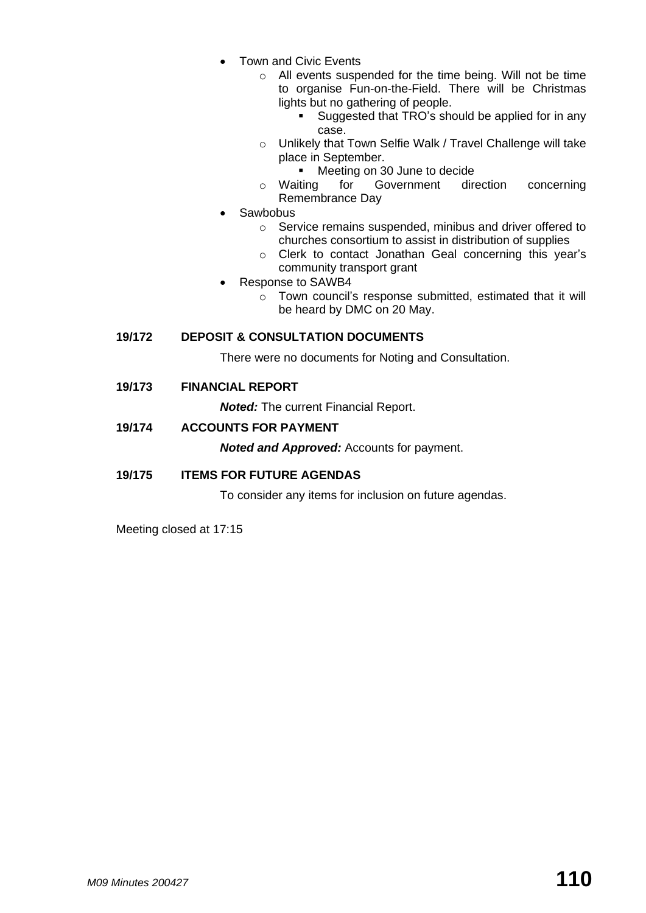- Town and Civic Events
  - All events suspended for the time being. Will not be time to organise Fun-on-the-Field. There will be Christmas lights but no gathering of people.
    - Suggested that TRO's should be applied for in any case.
  - Unlikely that Town Selfie Walk / Travel Challenge will take place in September.
    - Meeting on 30 June to decide
  - Waiting for Government direction concerning Remembrance Day
- Sawbobus
  - Service remains suspended, minibus and driver offered to churches consortium to assist in distribution of supplies
  - Clerk to contact Jonathan Geal concerning this year's community transport grant
- Response to SAWB4
  - Town council's response submitted, estimated that it will be heard by DMC on 20 May.

**19/172 DEPOSIT & CONSULTATION DOCUMENTS**

There were no documents for Noting and Consultation.

**19/173 FINANCIAL REPORT**

***Noted:*** The current Financial Report.

**19/174 ACCOUNTS FOR PAYMENT**

***Noted and Approved:*** Accounts for payment.

**19/175 ITEMS FOR FUTURE AGENDAS**

To consider any items for inclusion on future agendas.

Meeting closed at 17:15